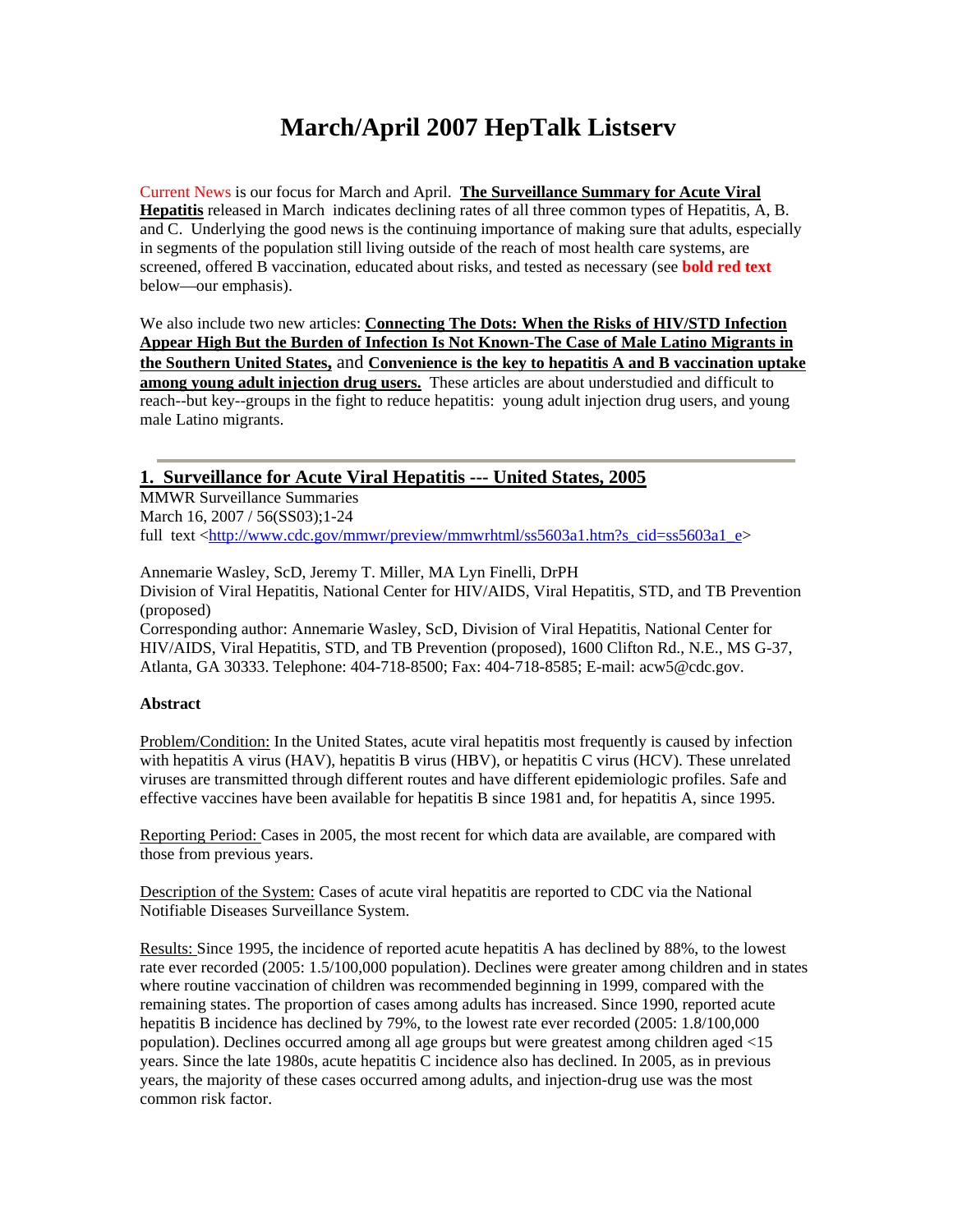# March/April 2007 HepTalk Listserv

Current News is our focus for March and April. **The Surveillance Summary for Acute Viral Hepatitis** released in March indicates declining rates of all three common types of Hepatitis, A, B. and C. Underlying the good news is the continuing importance of making sure that adults, especially in segments of the population still living outside of the reach of most health care systems, are screened, offered B vaccination, educated about risks, and tested as necessary (see **bold red text** below—our emphasis).

We also include two new articles: **Connecting The Dots: When the Risks of HIV/STD Infection Appear High But the Burden of Infection Is Not Known-The Case of Male Latino Migrants in the Southern United States,** and **Convenience is the key to hepatitis A and B vaccination uptake among young adult injection drug users.** These articles are about understudied and difficult to reach--but key--groups in the fight to reduce hepatitis: young adult injection drug users, and young male Latino migrants.

---

## 1. Surveillance for Acute Viral Hepatitis --- United States, 2005

MMWR Surveillance Summaries
March 16, 2007 / 56(SS03);1-24
full text <http://www.cdc.gov/mmwr/preview/mmwrhtml/ss5603a1.htm?s_cid=ss5603a1_e>

Annemarie Wasley, ScD, Jeremy T. Miller, MA Lyn Finelli, DrPH
Division of Viral Hepatitis, National Center for HIV/AIDS, Viral Hepatitis, STD, and TB Prevention (proposed)
Corresponding author: Annemarie Wasley, ScD, Division of Viral Hepatitis, National Center for HIV/AIDS, Viral Hepatitis, STD, and TB Prevention (proposed), 1600 Clifton Rd., N.E., MS G-37, Atlanta, GA 30333. Telephone: 404-718-8500; Fax: 404-718-8585; E-mail: acw5@cdc.gov.

**Abstract**

Problem/Condition: In the United States, acute viral hepatitis most frequently is caused by infection with hepatitis A virus (HAV), hepatitis B virus (HBV), or hepatitis C virus (HCV). These unrelated viruses are transmitted through different routes and have different epidemiologic profiles. Safe and effective vaccines have been available for hepatitis B since 1981 and, for hepatitis A, since 1995.

Reporting Period: Cases in 2005, the most recent for which data are available, are compared with those from previous years.

Description of the System: Cases of acute viral hepatitis are reported to CDC via the National Notifiable Diseases Surveillance System.

Results: Since 1995, the incidence of reported acute hepatitis A has declined by 88%, to the lowest rate ever recorded (2005: 1.5/100,000 population). Declines were greater among children and in states where routine vaccination of children was recommended beginning in 1999, compared with the remaining states. The proportion of cases among adults has increased. Since 1990, reported acute hepatitis B incidence has declined by 79%, to the lowest rate ever recorded (2005: 1.8/100,000 population). Declines occurred among all age groups but were greatest among children aged <15 years. Since the late 1980s, acute hepatitis C incidence also has declined. In 2005, as in previous years, the majority of these cases occurred among adults, and injection-drug use was the most common risk factor.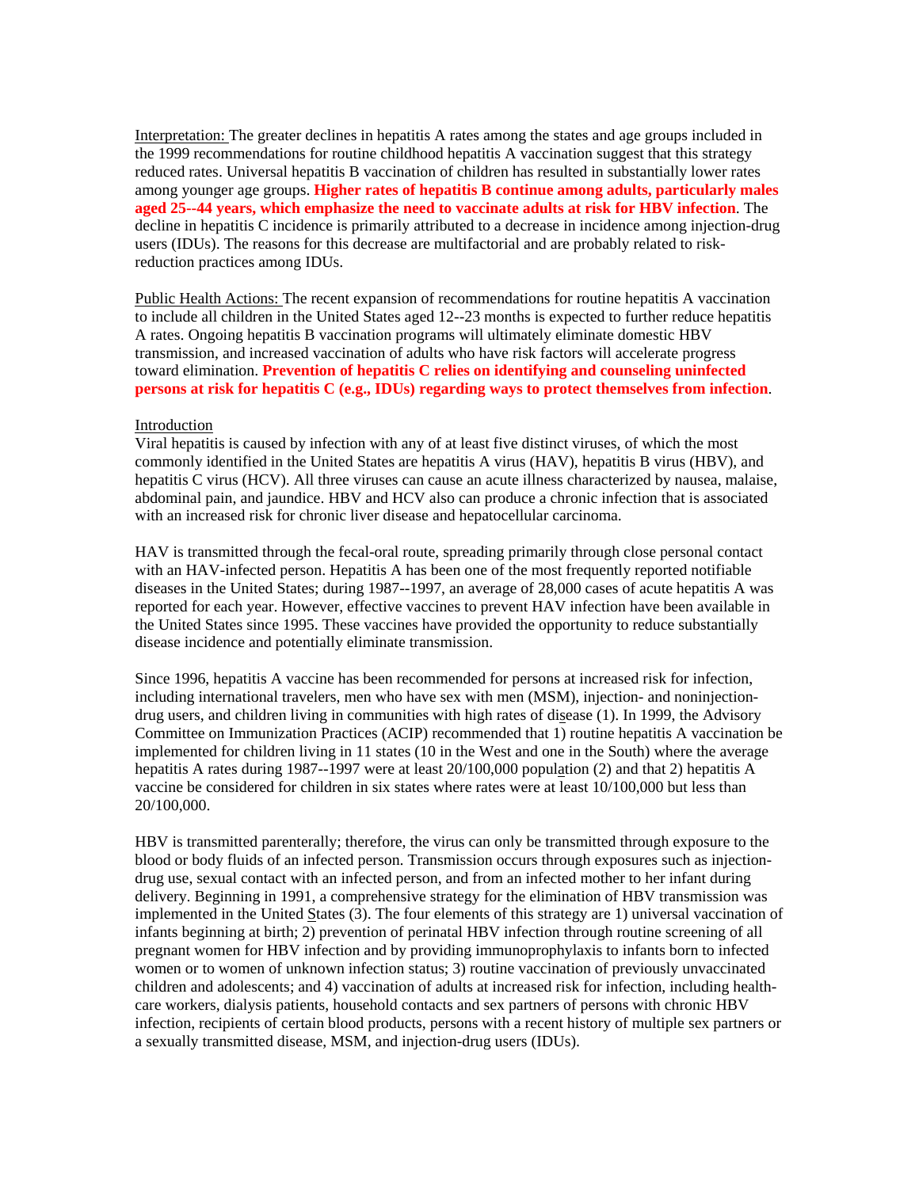Interpretation: The greater declines in hepatitis A rates among the states and age groups included in the 1999 recommendations for routine childhood hepatitis A vaccination suggest that this strategy reduced rates. Universal hepatitis B vaccination of children has resulted in substantially lower rates among younger age groups. **Higher rates of hepatitis B continue among adults, particularly males aged 25--44 years, which emphasize the need to vaccinate adults at risk for HBV infection**. The decline in hepatitis C incidence is primarily attributed to a decrease in incidence among injection-drug users (IDUs). The reasons for this decrease are multifactorial and are probably related to risk-reduction practices among IDUs.

Public Health Actions: The recent expansion of recommendations for routine hepatitis A vaccination to include all children in the United States aged 12--23 months is expected to further reduce hepatitis A rates. Ongoing hepatitis B vaccination programs will ultimately eliminate domestic HBV transmission, and increased vaccination of adults who have risk factors will accelerate progress toward elimination. **Prevention of hepatitis C relies on identifying and counseling uninfected persons at risk for hepatitis C (e.g., IDUs) regarding ways to protect themselves from infection**.

## Introduction

Viral hepatitis is caused by infection with any of at least five distinct viruses, of which the most commonly identified in the United States are hepatitis A virus (HAV), hepatitis B virus (HBV), and hepatitis C virus (HCV). All three viruses can cause an acute illness characterized by nausea, malaise, abdominal pain, and jaundice. HBV and HCV also can produce a chronic infection that is associated with an increased risk for chronic liver disease and hepatocellular carcinoma.

HAV is transmitted through the fecal-oral route, spreading primarily through close personal contact with an HAV-infected person. Hepatitis A has been one of the most frequently reported notifiable diseases in the United States; during 1987--1997, an average of 28,000 cases of acute hepatitis A was reported for each year. However, effective vaccines to prevent HAV infection have been available in the United States since 1995. These vaccines have provided the opportunity to reduce substantially disease incidence and potentially eliminate transmission.

Since 1996, hepatitis A vaccine has been recommended for persons at increased risk for infection, including international travelers, men who have sex with men (MSM), injection- and noninjection-drug users, and children living in communities with high rates of disease (1). In 1999, the Advisory Committee on Immunization Practices (ACIP) recommended that 1) routine hepatitis A vaccination be implemented for children living in 11 states (10 in the West and one in the South) where the average hepatitis A rates during 1987--1997 were at least 20/100,000 population (2) and that 2) hepatitis A vaccine be considered for children in six states where rates were at least 10/100,000 but less than 20/100,000.

HBV is transmitted parenterally; therefore, the virus can only be transmitted through exposure to the blood or body fluids of an infected person. Transmission occurs through exposures such as injection-drug use, sexual contact with an infected person, and from an infected mother to her infant during delivery. Beginning in 1991, a comprehensive strategy for the elimination of HBV transmission was implemented in the United States (3). The four elements of this strategy are 1) universal vaccination of infants beginning at birth; 2) prevention of perinatal HBV infection through routine screening of all pregnant women for HBV infection and by providing immunoprophylaxis to infants born to infected women or to women of unknown infection status; 3) routine vaccination of previously unvaccinated children and adolescents; and 4) vaccination of adults at increased risk for infection, including health-care workers, dialysis patients, household contacts and sex partners of persons with chronic HBV infection, recipients of certain blood products, persons with a recent history of multiple sex partners or a sexually transmitted disease, MSM, and injection-drug users (IDUs).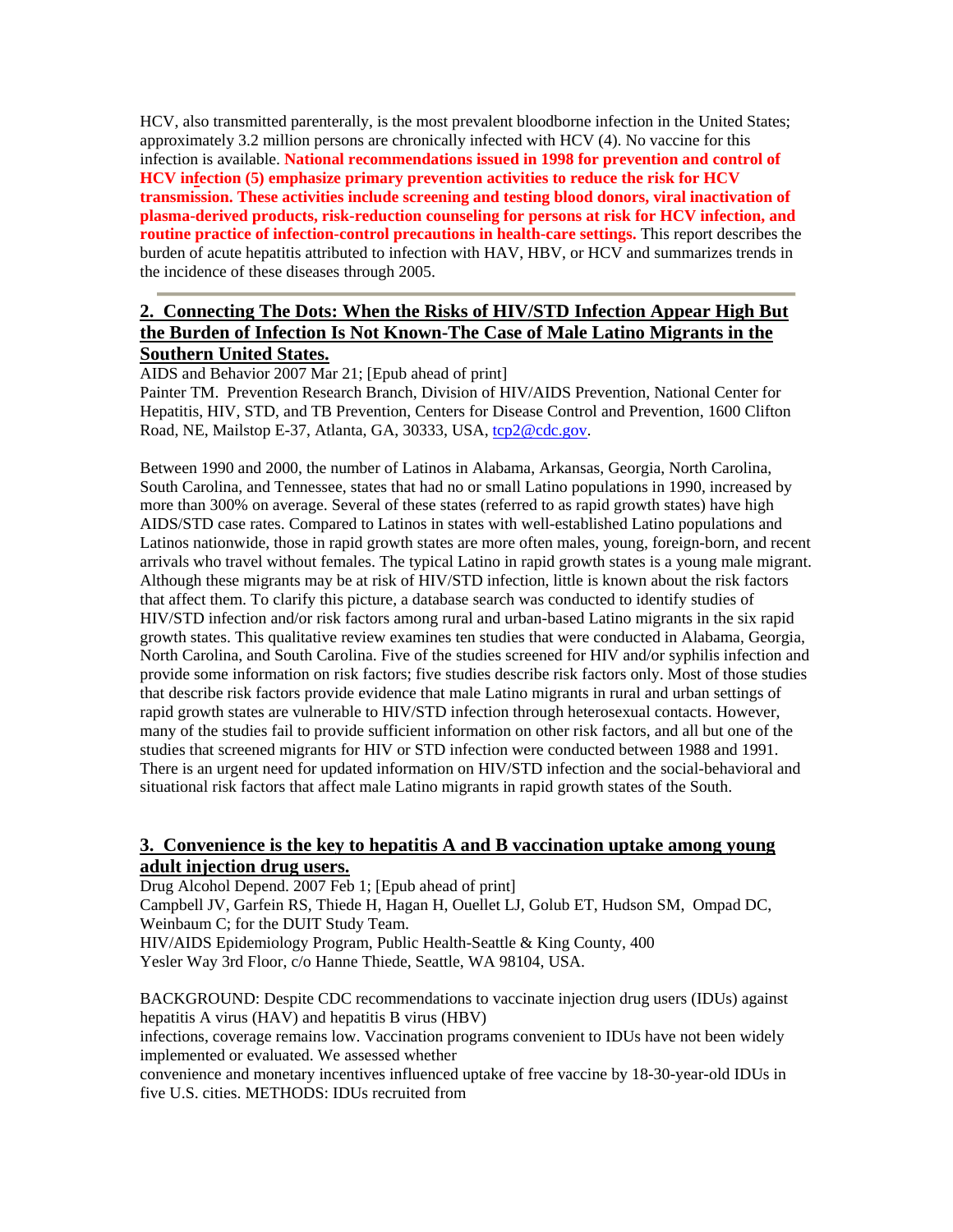HCV, also transmitted parenterally, is the most prevalent bloodborne infection in the United States; approximately 3.2 million persons are chronically infected with HCV (4). No vaccine for this infection is available. **National recommendations issued in 1998 for prevention and control of HCV infection (5) emphasize primary prevention activities to reduce the risk for HCV transmission. These activities include screening and testing blood donors, viral inactivation of plasma-derived products, risk-reduction counseling for persons at risk for HCV infection, and routine practice of infection-control precautions in health-care settings.** This report describes the burden of acute hepatitis attributed to infection with HAV, HBV, or HCV and summarizes trends in the incidence of these diseases through 2005.

---

## 2. Connecting The Dots: When the Risks of HIV/STD Infection Appear High But the Burden of Infection Is Not Known-The Case of Male Latino Migrants in the Southern United States.

AIDS and Behavior 2007 Mar 21; [Epub ahead of print]
Painter TM. Prevention Research Branch, Division of HIV/AIDS Prevention, National Center for Hepatitis, HIV, STD, and TB Prevention, Centers for Disease Control and Prevention, 1600 Clifton Road, NE, Mailstop E-37, Atlanta, GA, 30333, USA, tcp2@cdc.gov.

Between 1990 and 2000, the number of Latinos in Alabama, Arkansas, Georgia, North Carolina, South Carolina, and Tennessee, states that had no or small Latino populations in 1990, increased by more than 300% on average. Several of these states (referred to as rapid growth states) have high AIDS/STD case rates. Compared to Latinos in states with well-established Latino populations and Latinos nationwide, those in rapid growth states are more often males, young, foreign-born, and recent arrivals who travel without females. The typical Latino in rapid growth states is a young male migrant. Although these migrants may be at risk of HIV/STD infection, little is known about the risk factors that affect them. To clarify this picture, a database search was conducted to identify studies of HIV/STD infection and/or risk factors among rural and urban-based Latino migrants in the six rapid growth states. This qualitative review examines ten studies that were conducted in Alabama, Georgia, North Carolina, and South Carolina. Five of the studies screened for HIV and/or syphilis infection and provide some information on risk factors; five studies describe risk factors only. Most of those studies that describe risk factors provide evidence that male Latino migrants in rural and urban settings of rapid growth states are vulnerable to HIV/STD infection through heterosexual contacts. However, many of the studies fail to provide sufficient information on other risk factors, and all but one of the studies that screened migrants for HIV or STD infection were conducted between 1988 and 1991. There is an urgent need for updated information on HIV/STD infection and the social-behavioral and situational risk factors that affect male Latino migrants in rapid growth states of the South.

## 3. Convenience is the key to hepatitis A and B vaccination uptake among young adult injection drug users.

Drug Alcohol Depend. 2007 Feb 1; [Epub ahead of print]
Campbell JV, Garfein RS, Thiede H, Hagan H, Ouellet LJ, Golub ET, Hudson SM, Ompad DC, Weinbaum C; for the DUIT Study Team.
HIV/AIDS Epidemiology Program, Public Health-Seattle & King County, 400 Yesler Way 3rd Floor, c/o Hanne Thiede, Seattle, WA 98104, USA.

BACKGROUND: Despite CDC recommendations to vaccinate injection drug users (IDUs) against hepatitis A virus (HAV) and hepatitis B virus (HBV) infections, coverage remains low. Vaccination programs convenient to IDUs have not been widely implemented or evaluated. We assessed whether convenience and monetary incentives influenced uptake of free vaccine by 18-30-year-old IDUs in five U.S. cities. METHODS: IDUs recruited from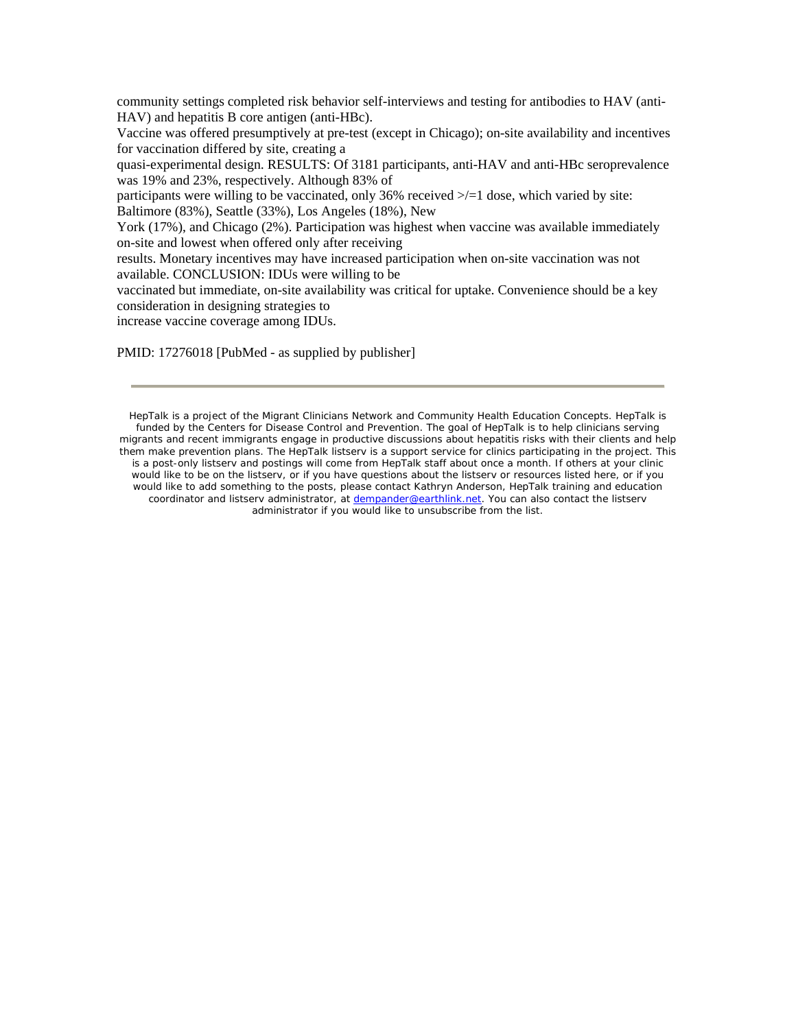community settings completed risk behavior self-interviews and testing for antibodies to HAV (anti-HAV) and hepatitis B core antigen (anti-HBc).
Vaccine was offered presumptively at pre-test (except in Chicago); on-site availability and incentives for vaccination differed by site, creating a
quasi-experimental design. RESULTS: Of 3181 participants, anti-HAV and anti-HBc seroprevalence was 19% and 23%, respectively. Although 83% of
participants were willing to be vaccinated, only 36% received >/=1 dose, which varied by site: Baltimore (83%), Seattle (33%), Los Angeles (18%), New
York (17%), and Chicago (2%). Participation was highest when vaccine was available immediately on-site and lowest when offered only after receiving
results. Monetary incentives may have increased participation when on-site vaccination was not available. CONCLUSION: IDUs were willing to be
vaccinated but immediate, on-site availability was critical for uptake. Convenience should be a key consideration in designing strategies to
increase vaccine coverage among IDUs.

PMID: 17276018 [PubMed - as supplied by publisher]

---

HepTalk is a project of the Migrant Clinicians Network and Community Health Education Concepts. HepTalk is funded by the Centers for Disease Control and Prevention. The goal of HepTalk is to help clinicians serving migrants and recent immigrants engage in productive discussions about hepatitis risks with their clients and help them make prevention plans. The HepTalk listserv is a support service for clinics participating in the project. This is a post-only listserv and postings will come from HepTalk staff about once a month. If others at your clinic would like to be on the listserv, or if you have questions about the listserv or resources listed here, or if you would like to add something to the posts, please contact Kathryn Anderson, HepTalk training and education coordinator and listserv administrator, at dempander@earthlink.net. You can also contact the listserv administrator if you would like to unsubscribe from the list.